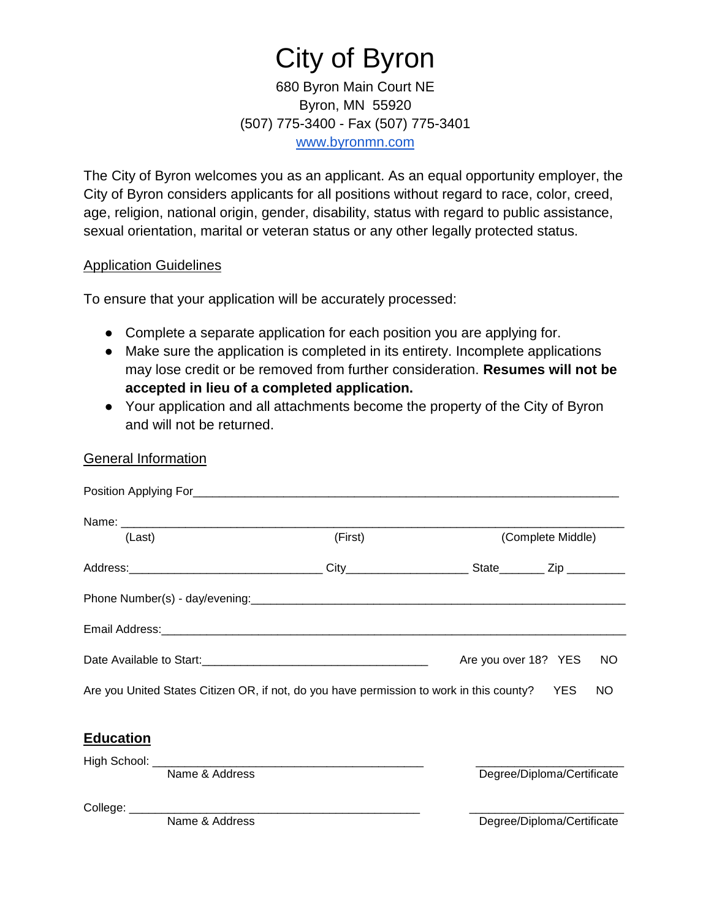# City of Byron

680 Byron Main Court NE
Byron, MN 55920
(507) 775-3400 - Fax (507) 775-3401
www.byronmn.com

The City of Byron welcomes you as an applicant. As an equal opportunity employer, the City of Byron considers applicants for all positions without regard to race, color, creed, age, religion, national origin, gender, disability, status with regard to public assistance, sexual orientation, marital or veteran status or any other legally protected status.

## Application Guidelines

To ensure that your application will be accurately processed:

- Complete a separate application for each position you are applying for.
- Make sure the application is completed in its entirety. Incomplete applications may lose credit or be removed from further consideration. **Resumes will not be accepted in lieu of a completed application.**
- Your application and all attachments become the property of the City of Byron and will not be returned.

## General Information

Position Applying For_______________________________________________________________

Name: _______________________________________________________________________
(Last) (First) (Complete Middle)

Address:______________________________ City__________________ State_______ Zip _________

Phone Number(s) - day/evening:___________________________________________________

Email Address:_________________________________________________________________

Date Available to Start:___________________________________ Are you over 18? YES NO

Are you United States Citizen OR, if not, do you have permission to work in this county? YES NO

## **Education**

High School: __________________________________________ ______________________
Name & Address Degree/Diploma/Certificate

College: _____________________________________________ ______________________
Name & Address Degree/Diploma/Certificate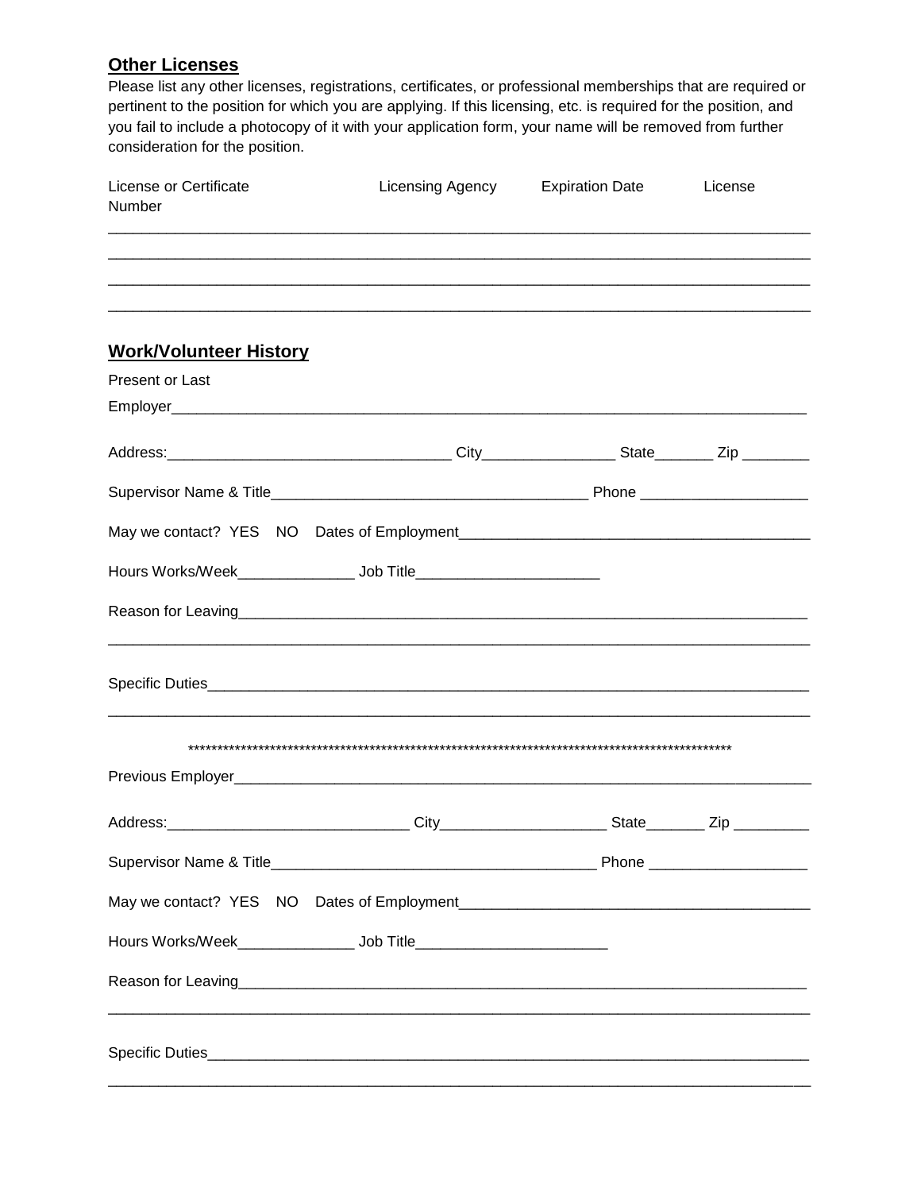## Other Licenses

Please list any other licenses, registrations, certificates, or professional memberships that are required or pertinent to the position for which you are applying. If this licensing, etc. is required for the position, and you fail to include a photocopy of it with your application form, your name will be removed from further consideration for the position.

| License or Certificate Number | Licensing Agency | Expiration Date | License |
| --- | --- | --- | --- |
| | | | |
| | | | |
| | | | |
| | | | |

## Work/Volunteer History

Present or Last Employer______________________________________________________________________________

Address:__________________________________ City________________ State_______ Zip ________

Supervisor Name & Title______________________________________ Phone ____________________

May we contact? YES NO Dates of Employment__________________________________________

Hours Works/Week______________ Job Title______________________

Reason for Leaving______________________________________________________________________

_____________________________________________________________________________________

Specific Duties_________________________________________________________________________

_____________________________________________________________________________________

*************************************************************************************************

Previous Employer______________________________________________________________________

Address:_____________________________ City____________________ State_______ Zip _________

Supervisor Name & Title________________________________________ Phone ___________________

May we contact? YES NO Dates of Employment__________________________________________

Hours Works/Week______________ Job Title_______________________

Reason for Leaving______________________________________________________________________

_____________________________________________________________________________________

Specific Duties_________________________________________________________________________

_____________________________________________________________________________________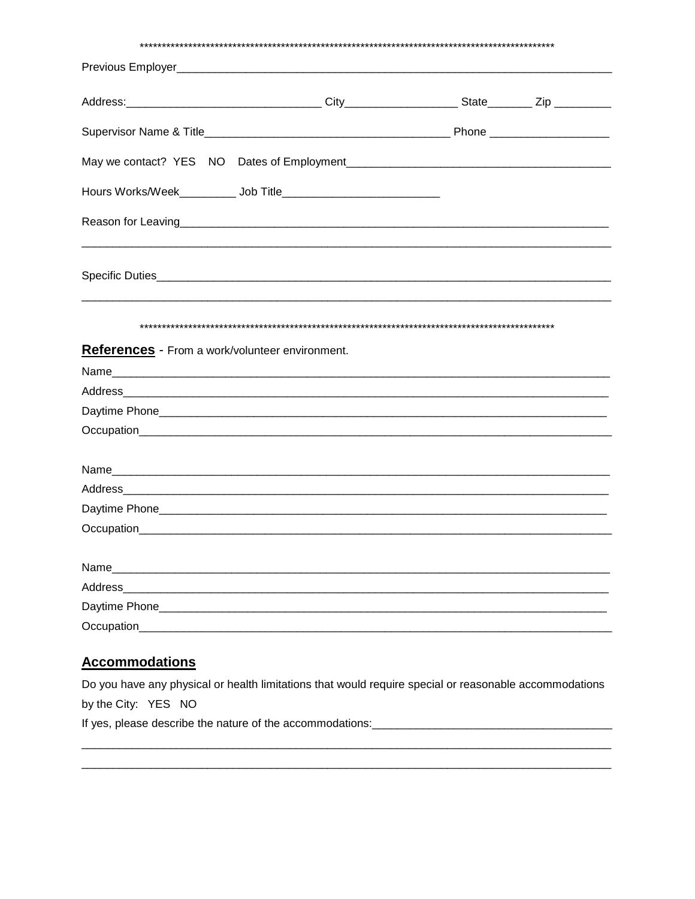*********************************************************************************************

Previous Employer_______________________________________________________________________

Address:______________________________ City_________________ State_______ Zip _________

Supervisor Name & Title______________________________________ Phone ___________________

May we contact? YES NO Dates of Employment_________________________________________

Hours Works/Week_________ Job Title________________________

Reason for Leaving_______________________________________________________________________

_____________________________________________________________________________________

Specific Duties_______________________________________________________________________

_____________________________________________________________________________________

*********************************************************************************************

**References** - From a work/volunteer environment.

Name_________________________________________________________________________________

Address______________________________________________________________________________

Daytime Phone________________________________________________________________________

Occupation___________________________________________________________________________

Name_________________________________________________________________________________

Address______________________________________________________________________________

Daytime Phone________________________________________________________________________

Occupation___________________________________________________________________________

Name_________________________________________________________________________________

Address______________________________________________________________________________

Daytime Phone________________________________________________________________________

Occupation___________________________________________________________________________

## Accommodations

Do you have any physical or health limitations that would require special or reasonable accommodations by the City: YES NO

If yes, please describe the nature of the accommodations:_____________________________________

_____________________________________________________________________________________

_____________________________________________________________________________________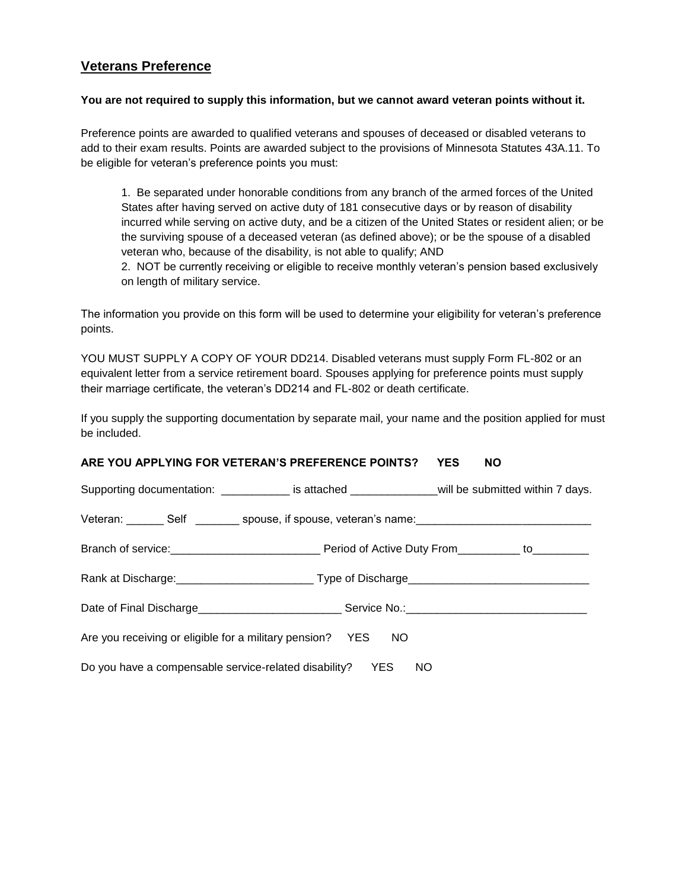## Veterans Preference

**You are not required to supply this information, but we cannot award veteran points without it.**

Preference points are awarded to qualified veterans and spouses of deceased or disabled veterans to add to their exam results. Points are awarded subject to the provisions of Minnesota Statutes 43A.11. To be eligible for veteran's preference points you must:

1. Be separated under honorable conditions from any branch of the armed forces of the United States after having served on active duty of 181 consecutive days or by reason of disability incurred while serving on active duty, and be a citizen of the United States or resident alien; or be the surviving spouse of a deceased veteran (as defined above); or be the spouse of a disabled veteran who, because of the disability, is not able to qualify; AND
2. NOT be currently receiving or eligible to receive monthly veteran's pension based exclusively on length of military service.

The information you provide on this form will be used to determine your eligibility for veteran's preference points.

YOU MUST SUPPLY A COPY OF YOUR DD214. Disabled veterans must supply Form FL-802 or an equivalent letter from a service retirement board. Spouses applying for preference points must supply their marriage certificate, the veteran's DD214 and FL-802 or death certificate.

If you supply the supporting documentation by separate mail, your name and the position applied for must be included.

**ARE YOU APPLYING FOR VETERAN'S PREFERENCE POINTS? YES NO**

Supporting documentation: ___________ is attached ______________will be submitted within 7 days.

Veteran: ______ Self _______ spouse, if spouse, veteran's name:____________________________

Branch of service:________________________ Period of Active Duty From__________ to_________

Rank at Discharge:______________________ Type of Discharge_____________________________

Date of Final Discharge_______________________ Service No.:_____________________________

Are you receiving or eligible for a military pension? YES NO

Do you have a compensable service-related disability? YES NO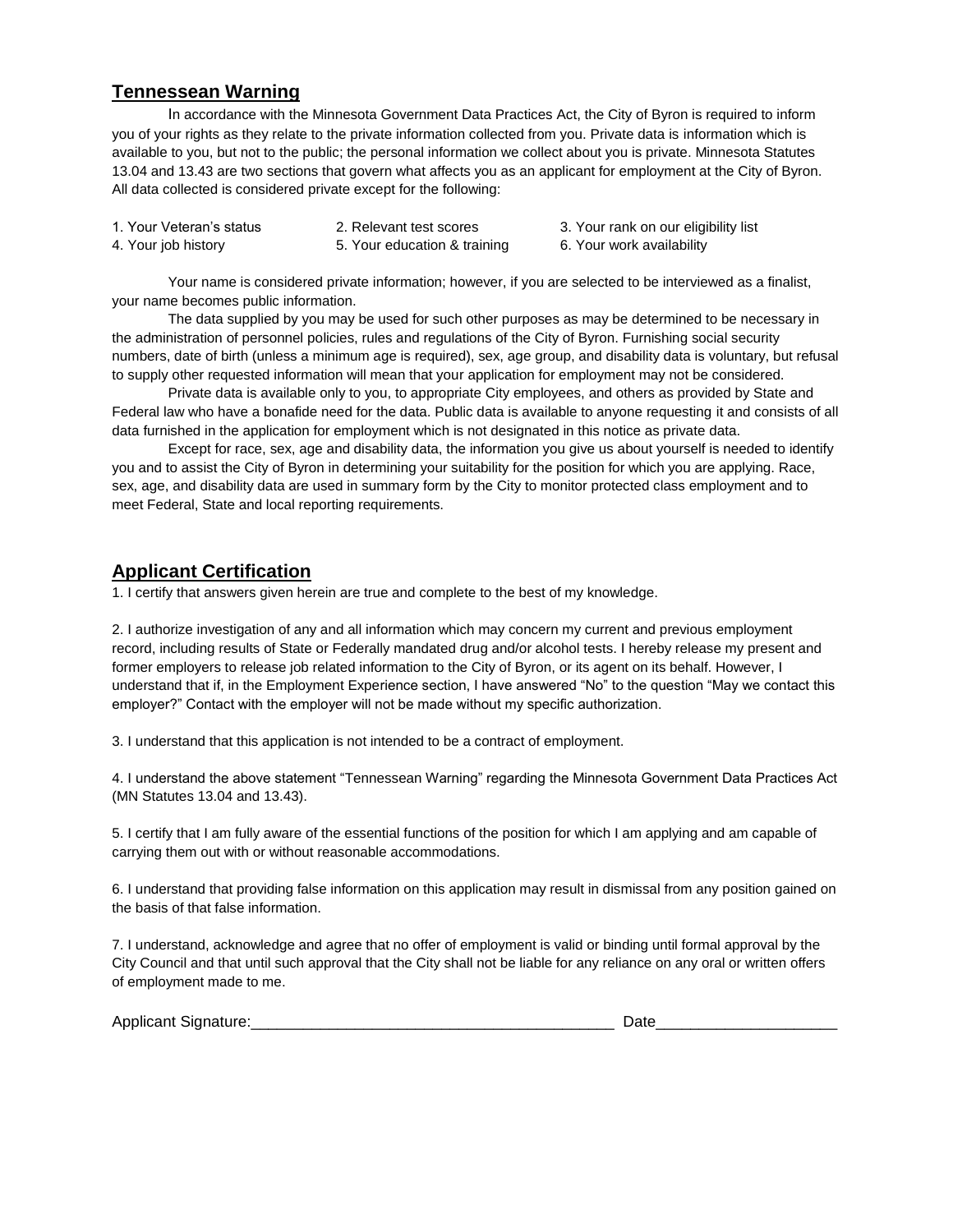## Tennessean Warning

In accordance with the Minnesota Government Data Practices Act, the City of Byron is required to inform you of your rights as they relate to the private information collected from you. Private data is information which is available to you, but not to the public; the personal information we collect about you is private. Minnesota Statutes 13.04 and 13.43 are two sections that govern what affects you as an applicant for employment at the City of Byron. All data collected is considered private except for the following:

1. Your Veteran's status
2. Relevant test scores
3. Your rank on our eligibility list
4. Your job history
5. Your education & training
6. Your work availability

Your name is considered private information; however, if you are selected to be interviewed as a finalist, your name becomes public information.

The data supplied by you may be used for such other purposes as may be determined to be necessary in the administration of personnel policies, rules and regulations of the City of Byron. Furnishing social security numbers, date of birth (unless a minimum age is required), sex, age group, and disability data is voluntary, but refusal to supply other requested information will mean that your application for employment may not be considered.

Private data is available only to you, to appropriate City employees, and others as provided by State and Federal law who have a bonafide need for the data. Public data is available to anyone requesting it and consists of all data furnished in the application for employment which is not designated in this notice as private data.

Except for race, sex, age and disability data, the information you give us about yourself is needed to identify you and to assist the City of Byron in determining your suitability for the position for which you are applying. Race, sex, age, and disability data are used in summary form by the City to monitor protected class employment and to meet Federal, State and local reporting requirements.

## Applicant Certification

1. I certify that answers given herein are true and complete to the best of my knowledge.

2. I authorize investigation of any and all information which may concern my current and previous employment record, including results of State or Federally mandated drug and/or alcohol tests. I hereby release my present and former employers to release job related information to the City of Byron, or its agent on its behalf. However, I understand that if, in the Employment Experience section, I have answered "No" to the question "May we contact this employer?" Contact with the employer will not be made without my specific authorization.

3. I understand that this application is not intended to be a contract of employment.

4. I understand the above statement "Tennessean Warning" regarding the Minnesota Government Data Practices Act (MN Statutes 13.04 and 13.43).

5. I certify that I am fully aware of the essential functions of the position for which I am applying and am capable of carrying them out with or without reasonable accommodations.

6. I understand that providing false information on this application may result in dismissal from any position gained on the basis of that false information.

7. I understand, acknowledge and agree that no offer of employment is valid or binding until formal approval by the City Council and that until such approval that the City shall not be liable for any reliance on any oral or written offers of employment made to me.

Applicant Signature:___________________________________________ Date_____________________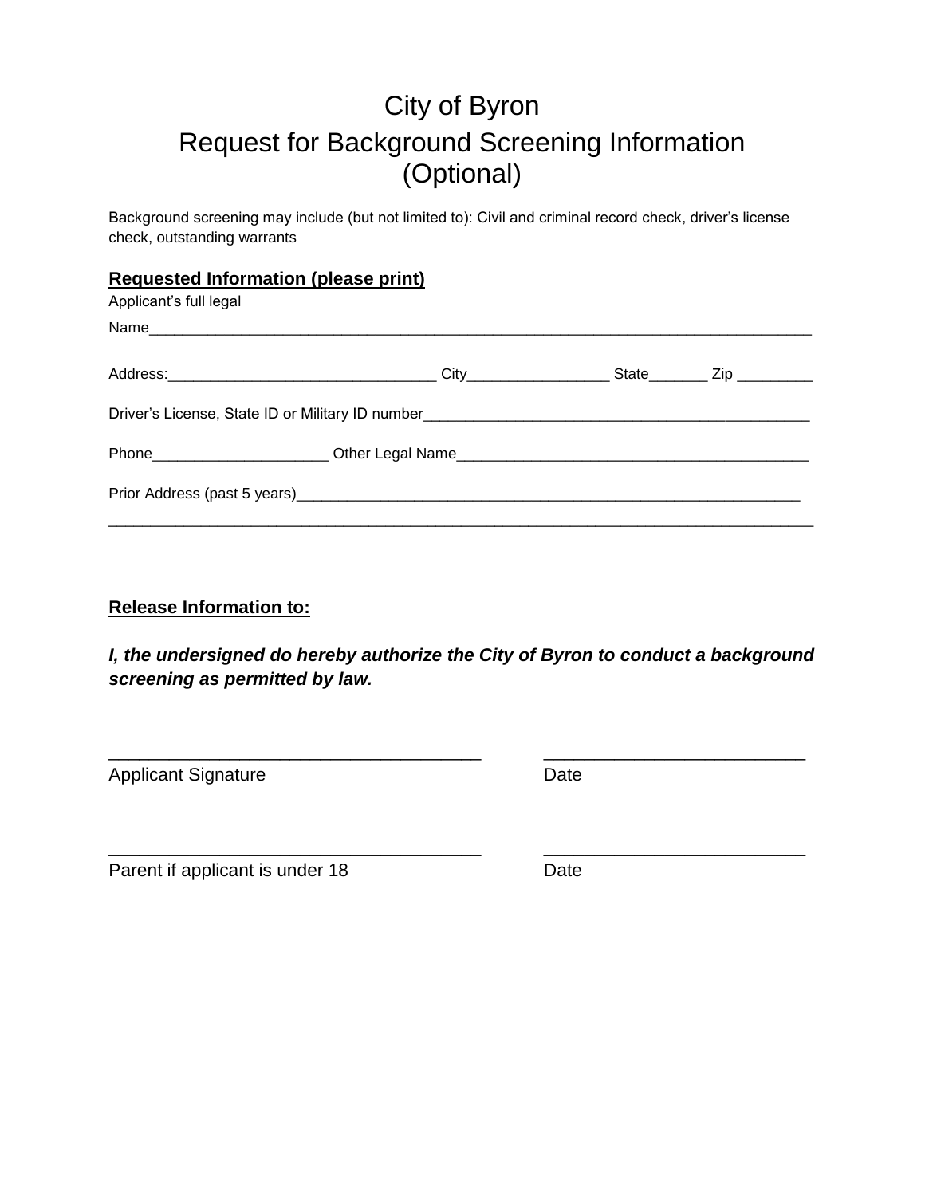# City of Byron

## Request for Background Screening Information (Optional)

Background screening may include (but not limited to): Civil and criminal record check, driver's license check, outstanding warrants

**Requested Information (please print)**

Applicant's full legal Name_______________________________________________

Address:_______________________ City______________ State_______ Zip _________

Driver's License, State ID or Military ID number_______________________________

Phone____________________ Other Legal Name_________________________________

Prior Address (past 5 years)_________________________________________________

_____________________________________________________________________

**Release Information to:**

***I, the undersigned do hereby authorize the City of Byron to conduct a background screening as permitted by law.***

_________________________________ _________________________

Applicant Signature Date

_________________________________ _________________________

Parent if applicant is under 18 Date